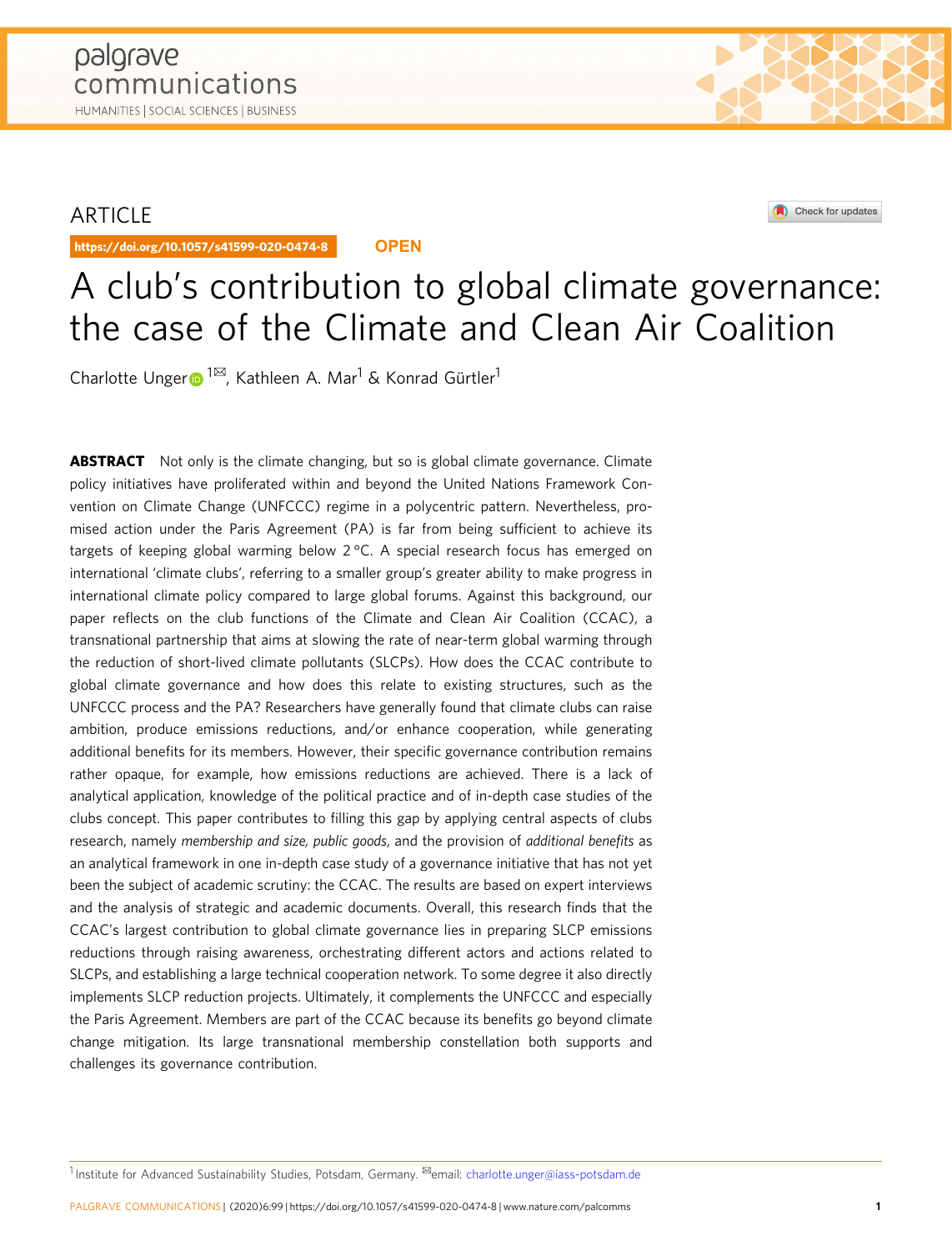ARTICLE

https://doi.org/10.1057/s41599-020-0474-8 OPEN

# A club's contribution to global climate governance: the case of the Climate and Clean Air Coalition

Charlotte Unger[1]✉, Kathleen A. Mar[1] & Konrad Gürtler[1]

**ABSTRACT** Not only is the climate changing, but so is global climate governance. Climate policy initiatives have proliferated within and beyond the United Nations Framework Convention on Climate Change (UNFCCC) regime in a polycentric pattern. Nevertheless, promised action under the Paris Agreement (PA) is far from being sufficient to achieve its targets of keeping global warming below 2 °C. A special research focus has emerged on international 'climate clubs', referring to a smaller group's greater ability to make progress in international climate policy compared to large global forums. Against this background, our paper reflects on the club functions of the Climate and Clean Air Coalition (CCAC), a transnational partnership that aims at slowing the rate of near-term global warming through the reduction of short-lived climate pollutants (SLCPs). How does the CCAC contribute to global climate governance and how does this relate to existing structures, such as the UNFCCC process and the PA? Researchers have generally found that climate clubs can raise ambition, produce emissions reductions, and/or enhance cooperation, while generating additional benefits for its members. However, their specific governance contribution remains rather opaque, for example, how emissions reductions are achieved. There is a lack of analytical application, knowledge of the political practice and of in-depth case studies of the clubs concept. This paper contributes to filling this gap by applying central aspects of clubs research, namely *membership and size, public goods*, and the provision of *additional benefits* as an analytical framework in one in-depth case study of a governance initiative that has not yet been the subject of academic scrutiny: the CCAC. The results are based on expert interviews and the analysis of strategic and academic documents. Overall, this research finds that the CCAC's largest contribution to global climate governance lies in preparing SLCP emissions reductions through raising awareness, orchestrating different actors and actions related to SLCPs, and establishing a large technical cooperation network. To some degree it also directly implements SLCP reduction projects. Ultimately, it complements the UNFCCC and especially the Paris Agreement. Members are part of the CCAC because its benefits go beyond climate change mitigation. Its large transnational membership constellation both supports and challenges its governance contribution.

[1] Institute for Advanced Sustainability Studies, Potsdam, Germany. ✉email: charlotte.unger@iass-potsdam.de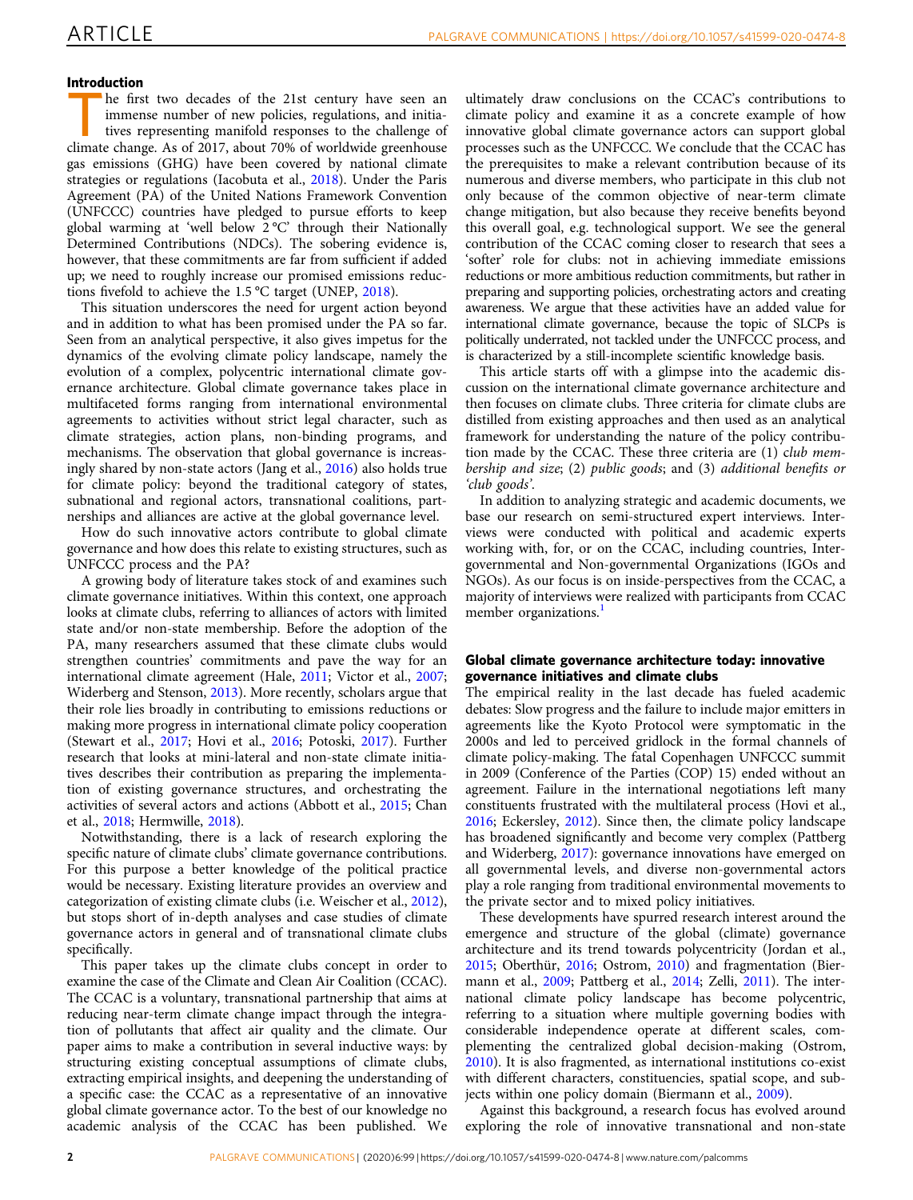## Introduction

The first two decades of the 21st century have seen an immense number of new policies, regulations, and initiatives representing manifold responses to the challenge of climate change. As of 2017, about 70% of worldwide greenhouse gas emissions (GHG) have been covered by national climate strategies or regulations (Iacobuta et al., 2018). Under the Paris Agreement (PA) of the United Nations Framework Convention (UNFCCC) countries have pledged to pursue efforts to keep global warming at 'well below 2 °C' through their Nationally Determined Contributions (NDCs). The sobering evidence is, however, that these commitments are far from sufficient if added up; we need to roughly increase our promised emissions reductions fivefold to achieve the 1.5 °C target (UNEP, 2018).

This situation underscores the need for urgent action beyond and in addition to what has been promised under the PA so far. Seen from an analytical perspective, it also gives impetus for the dynamics of the evolving climate policy landscape, namely the evolution of a complex, polycentric international climate governance architecture. Global climate governance takes place in multifaceted forms ranging from international environmental agreements to activities without strict legal character, such as climate strategies, action plans, non-binding programs, and mechanisms. The observation that global governance is increasingly shared by non-state actors (Jang et al., 2016) also holds true for climate policy: beyond the traditional category of states, subnational and regional actors, transnational coalitions, partnerships and alliances are active at the global governance level.

How do such innovative actors contribute to global climate governance and how does this relate to existing structures, such as UNFCCC process and the PA?

A growing body of literature takes stock of and examines such climate governance initiatives. Within this context, one approach looks at climate clubs, referring to alliances of actors with limited state and/or non-state membership. Before the adoption of the PA, many researchers assumed that these climate clubs would strengthen countries' commitments and pave the way for an international climate agreement (Hale, 2011; Victor et al., 2007; Widerberg and Stenson, 2013). More recently, scholars argue that their role lies broadly in contributing to emissions reductions or making more progress in international climate policy cooperation (Stewart et al., 2017; Hovi et al., 2016; Potoski, 2017). Further research that looks at mini-lateral and non-state climate initiatives describes their contribution as preparing the implementation of existing governance structures, and orchestrating the activities of several actors and actions (Abbott et al., 2015; Chan et al., 2018; Hermwille, 2018).

Notwithstanding, there is a lack of research exploring the specific nature of climate clubs' climate governance contributions. For this purpose a better knowledge of the political practice would be necessary. Existing literature provides an overview and categorization of existing climate clubs (i.e. Weischer et al., 2012), but stops short of in-depth analyses and case studies of climate governance actors in general and of transnational climate clubs specifically.

This paper takes up the climate clubs concept in order to examine the case of the Climate and Clean Air Coalition (CCAC). The CCAC is a voluntary, transnational partnership that aims at reducing near-term climate change impact through the integration of pollutants that affect air quality and the climate. Our paper aims to make a contribution in several inductive ways: by structuring existing conceptual assumptions of climate clubs, extracting empirical insights, and deepening the understanding of a specific case: the CCAC as a representative of an innovative global climate governance actor. To the best of our knowledge no academic analysis of the CCAC has been published. We ultimately draw conclusions on the CCAC's contributions to climate policy and examine it as a concrete example of how innovative global climate governance actors can support global processes such as the UNFCCC. We conclude that the CCAC has the prerequisites to make a relevant contribution because of its numerous and diverse members, who participate in this club not only because of the common objective of near-term climate change mitigation, but also because they receive benefits beyond this overall goal, e.g. technological support. We see the general contribution of the CCAC coming closer to research that sees a 'softer' role for clubs: not in achieving immediate emissions reductions or more ambitious reduction commitments, but rather in preparing and supporting policies, orchestrating actors and creating awareness. We argue that these activities have an added value for international climate governance, because the topic of SLCPs is politically underrated, not tackled under the UNFCCC process, and is characterized by a still-incomplete scientific knowledge basis.

This article starts off with a glimpse into the academic discussion on the international climate governance architecture and then focuses on climate clubs. Three criteria for climate clubs are distilled from existing approaches and then used as an analytical framework for understanding the nature of the policy contribution made by the CCAC. These three criteria are (1) *club membership and size*; (2) *public goods*; and (3) *additional benefits or 'club goods'*.

In addition to analyzing strategic and academic documents, we base our research on semi-structured expert interviews. Interviews were conducted with political and academic experts working with, for, or on the CCAC, including countries, Intergovernmental and Non-governmental Organizations (IGOs and NGOs). As our focus is on inside-perspectives from the CCAC, a majority of interviews were realized with participants from CCAC member organizations.[1]

## Global climate governance architecture today: innovative governance initiatives and climate clubs

The empirical reality in the last decade has fueled academic debates: Slow progress and the failure to include major emitters in agreements like the Kyoto Protocol were symptomatic in the 2000s and led to perceived gridlock in the formal channels of climate policy-making. The fatal Copenhagen UNFCCC summit in 2009 (Conference of the Parties (COP) 15) ended without an agreement. Failure in the international negotiations left many constituents frustrated with the multilateral process (Hovi et al., 2016; Eckersley, 2012). Since then, the climate policy landscape has broadened significantly and become very complex (Pattberg and Widerberg, 2017): governance innovations have emerged on all governmental levels, and diverse non-governmental actors play a role ranging from traditional environmental movements to the private sector and to mixed policy initiatives.

These developments have spurred research interest around the emergence and structure of the global (climate) governance architecture and its trend towards polycentricity (Jordan et al., 2015; Oberthür, 2016; Ostrom, 2010) and fragmentation (Biermann et al., 2009; Pattberg et al., 2014; Zelli, 2011). The international climate policy landscape has become polycentric, referring to a situation where multiple governing bodies with considerable independence operate at different scales, complementing the centralized global decision-making (Ostrom, 2010). It is also fragmented, as international institutions co-exist with different characters, constituencies, spatial scope, and subjects within one policy domain (Biermann et al., 2009).

Against this background, a research focus has evolved around exploring the role of innovative transnational and non-state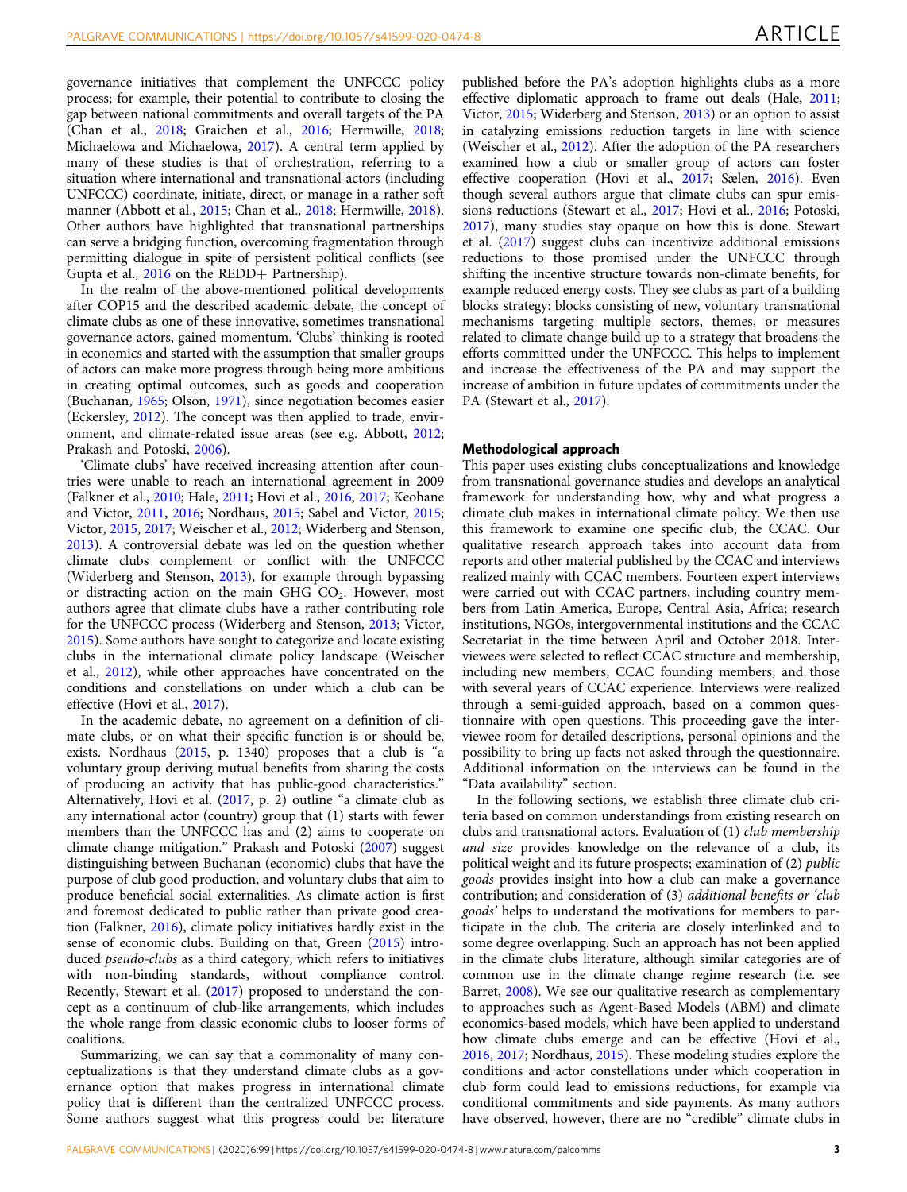governance initiatives that complement the UNFCCC policy process; for example, their potential to contribute to closing the gap between national commitments and overall targets of the PA (Chan et al., 2018; Graichen et al., 2016; Hermwille, 2018; Michaelowa and Michaelowa, 2017). A central term applied by many of these studies is that of orchestration, referring to a situation where international and transnational actors (including UNFCCC) coordinate, initiate, direct, or manage in a rather soft manner (Abbott et al., 2015; Chan et al., 2018; Hermwille, 2018). Other authors have highlighted that transnational partnerships can serve a bridging function, overcoming fragmentation through permitting dialogue in spite of persistent political conflicts (see Gupta et al., 2016 on the REDD+ Partnership).

In the realm of the above-mentioned political developments after COP15 and the described academic debate, the concept of climate clubs as one of these innovative, sometimes transnational governance actors, gained momentum. 'Clubs' thinking is rooted in economics and started with the assumption that smaller groups of actors can make more progress through being more ambitious in creating optimal outcomes, such as goods and cooperation (Buchanan, 1965; Olson, 1971), since negotiation becomes easier (Eckersley, 2012). The concept was then applied to trade, environment, and climate-related issue areas (see e.g. Abbott, 2012; Prakash and Potoski, 2006).

'Climate clubs' have received increasing attention after countries were unable to reach an international agreement in 2009 (Falkner et al., 2010; Hale, 2011; Hovi et al., 2016, 2017; Keohane and Victor, 2011, 2016; Nordhaus, 2015; Sabel and Victor, 2015; Victor, 2015, 2017; Weischer et al., 2012; Widerberg and Stenson, 2013). A controversial debate was led on the question whether climate clubs complement or conflict with the UNFCCC (Widerberg and Stenson, 2013), for example through bypassing or distracting action on the main GHG $CO_2$. However, most authors agree that climate clubs have a rather contributing role for the UNFCCC process (Widerberg and Stenson, 2013; Victor, 2015). Some authors have sought to categorize and locate existing clubs in the international climate policy landscape (Weischer et al., 2012), while other approaches have concentrated on the conditions and constellations on under which a club can be effective (Hovi et al., 2017).

In the academic debate, no agreement on a definition of climate clubs, or on what their specific function is or should be, exists. Nordhaus (2015, p. 1340) proposes that a club is "a voluntary group deriving mutual benefits from sharing the costs of producing an activity that has public-good characteristics." Alternatively, Hovi et al. (2017, p. 2) outline "a climate club as any international actor (country) group that (1) starts with fewer members than the UNFCCC has and (2) aims to cooperate on climate change mitigation." Prakash and Potoski (2007) suggest distinguishing between Buchanan (economic) clubs that have the purpose of club good production, and voluntary clubs that aim to produce beneficial social externalities. As climate action is first and foremost dedicated to public rather than private good creation (Falkner, 2016), climate policy initiatives hardly exist in the sense of economic clubs. Building on that, Green (2015) introduced *pseudo-clubs* as a third category, which refers to initiatives with non-binding standards, without compliance control. Recently, Stewart et al. (2017) proposed to understand the concept as a continuum of club-like arrangements, which includes the whole range from classic economic clubs to looser forms of coalitions.

Summarizing, we can say that a commonality of many conceptualizations is that they understand climate clubs as a governance option that makes progress in international climate policy that is different than the centralized UNFCCC process. Some authors suggest what this progress could be: literature published before the PA's adoption highlights clubs as a more effective diplomatic approach to frame out deals (Hale, 2011; Victor, 2015; Widerberg and Stenson, 2013) or an option to assist in catalyzing emissions reduction targets in line with science (Weischer et al., 2012). After the adoption of the PA researchers examined how a club or smaller group of actors can foster effective cooperation (Hovi et al., 2017; Sælen, 2016). Even though several authors argue that climate clubs can spur emissions reductions (Stewart et al., 2017; Hovi et al., 2016; Potoski, 2017), many studies stay opaque on how this is done. Stewart et al. (2017) suggest clubs can incentivize additional emissions reductions to those promised under the UNFCCC through shifting the incentive structure towards non-climate benefits, for example reduced energy costs. They see clubs as part of a building blocks strategy: blocks consisting of new, voluntary transnational mechanisms targeting multiple sectors, themes, or measures related to climate change build up to a strategy that broadens the efforts committed under the UNFCCC. This helps to implement and increase the effectiveness of the PA and may support the increase of ambition in future updates of commitments under the PA (Stewart et al., 2017).

## Methodological approach

This paper uses existing clubs conceptualizations and knowledge from transnational governance studies and develops an analytical framework for understanding how, why and what progress a climate club makes in international climate policy. We then use this framework to examine one specific club, the CCAC. Our qualitative research approach takes into account data from reports and other material published by the CCAC and interviews realized mainly with CCAC members. Fourteen expert interviews were carried out with CCAC partners, including country members from Latin America, Europe, Central Asia, Africa; research institutions, NGOs, intergovernmental institutions and the CCAC Secretariat in the time between April and October 2018. Interviewees were selected to reflect CCAC structure and membership, including new members, CCAC founding members, and those with several years of CCAC experience. Interviews were realized through a semi-guided approach, based on a common questionnaire with open questions. This proceeding gave the interviewee room for detailed descriptions, personal opinions and the possibility to bring up facts not asked through the questionnaire. Additional information on the interviews can be found in the "Data availability" section.

In the following sections, we establish three climate club criteria based on common understandings from existing research on clubs and transnational actors. Evaluation of (1) *club membership and size* provides knowledge on the relevance of a club, its political weight and its future prospects; examination of (2) *public goods* provides insight into how a club can make a governance contribution; and consideration of (3) *additional benefits or 'club goods'* helps to understand the motivations for members to participate in the club. The criteria are closely interlinked and to some degree overlapping. Such an approach has not been applied in the climate clubs literature, although similar categories are of common use in the climate change regime research (i.e. see Barret, 2008). We see our qualitative research as complementary to approaches such as Agent-Based Models (ABM) and climate economics-based models, which have been applied to understand how climate clubs emerge and can be effective (Hovi et al., 2016, 2017; Nordhaus, 2015). These modeling studies explore the conditions and actor constellations under which cooperation in club form could lead to emissions reductions, for example via conditional commitments and side payments. As many authors have observed, however, there are no "credible" climate clubs in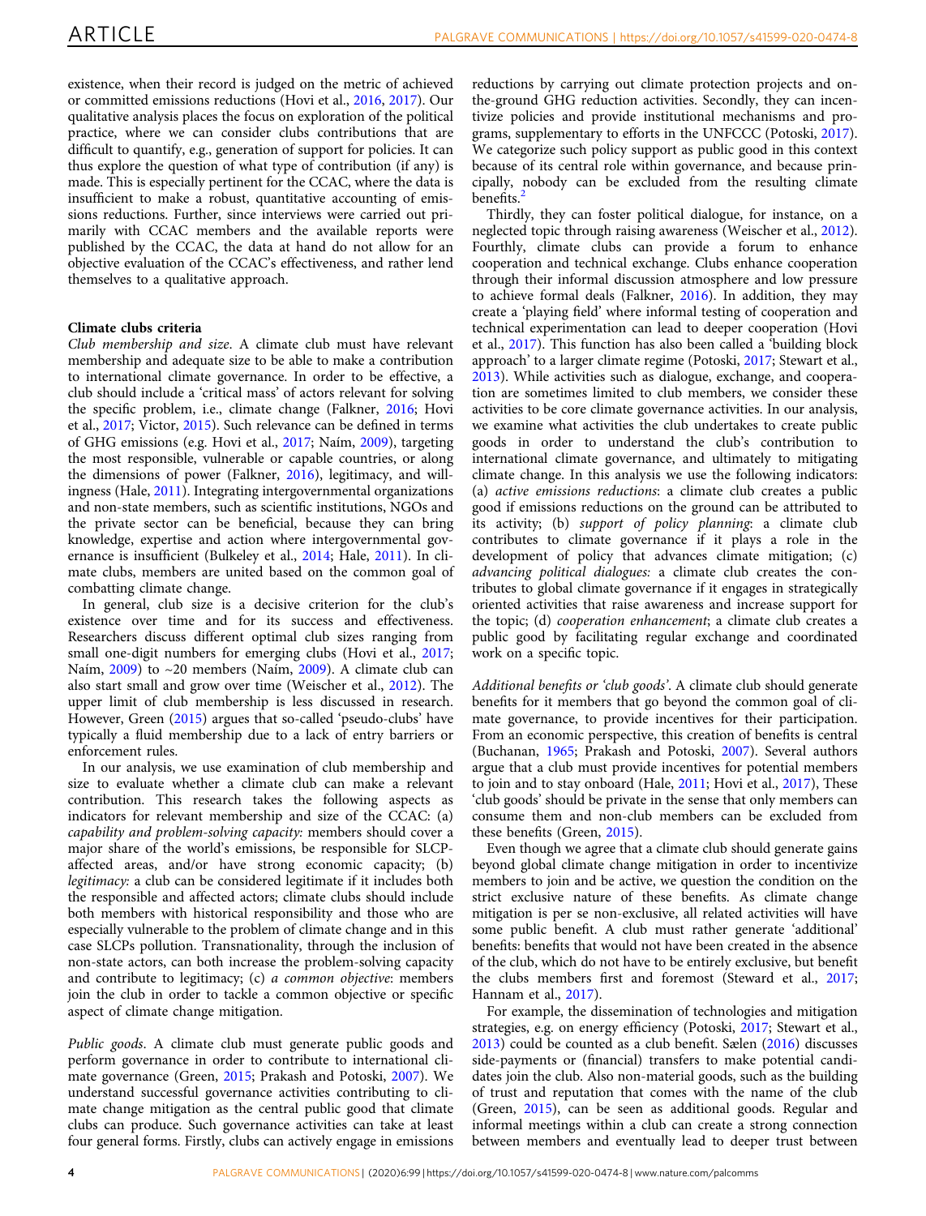existence, when their record is judged on the metric of achieved or committed emissions reductions (Hovi et al., 2016, 2017). Our qualitative analysis places the focus on exploration of the political practice, where we can consider clubs contributions that are difficult to quantify, e.g., generation of support for policies. It can thus explore the question of what type of contribution (if any) is made. This is especially pertinent for the CCAC, where the data is insufficient to make a robust, quantitative accounting of emissions reductions. Further, since interviews were carried out primarily with CCAC members and the available reports were published by the CCAC, the data at hand do not allow for an objective evaluation of the CCAC's effectiveness, and rather lend themselves to a qualitative approach.

### Climate clubs criteria

*Club membership and size*. A climate club must have relevant membership and adequate size to be able to make a contribution to international climate governance. In order to be effective, a club should include a 'critical mass' of actors relevant for solving the specific problem, i.e., climate change (Falkner, 2016; Hovi et al., 2017; Victor, 2015). Such relevance can be defined in terms of GHG emissions (e.g. Hovi et al., 2017; Naím, 2009), targeting the most responsible, vulnerable or capable countries, or along the dimensions of power (Falkner, 2016), legitimacy, and willingness (Hale, 2011). Integrating intergovernmental organizations and non-state members, such as scientific institutions, NGOs and the private sector can be beneficial, because they can bring knowledge, expertise and action where intergovernmental governance is insufficient (Bulkeley et al., 2014; Hale, 2011). In climate clubs, members are united based on the common goal of combatting climate change.

In general, club size is a decisive criterion for the club's existence over time and for its success and effectiveness. Researchers discuss different optimal club sizes ranging from small one-digit numbers for emerging clubs (Hovi et al., 2017; Naím, 2009) to ~20 members (Naím, 2009). A climate club can also start small and grow over time (Weischer et al., 2012). The upper limit of club membership is less discussed in research. However, Green (2015) argues that so-called 'pseudo-clubs' have typically a fluid membership due to a lack of entry barriers or enforcement rules.

In our analysis, we use examination of club membership and size to evaluate whether a climate club can make a relevant contribution. This research takes the following aspects as indicators for relevant membership and size of the CCAC: (a) *capability and problem-solving capacity:* members should cover a major share of the world's emissions, be responsible for SLCP-affected areas, and/or have strong economic capacity; (b) *legitimacy:* a club can be considered legitimate if it includes both the responsible and affected actors; climate clubs should include both members with historical responsibility and those who are especially vulnerable to the problem of climate change and in this case SLCPs pollution. Transnationality, through the inclusion of non-state actors, can both increase the problem-solving capacity and contribute to legitimacy; (c) *a common objective*: members join the club in order to tackle a common objective or specific aspect of climate change mitigation.

*Public goods*. A climate club must generate public goods and perform governance in order to contribute to international climate governance (Green, 2015; Prakash and Potoski, 2007). We understand successful governance activities contributing to climate change mitigation as the central public good that climate clubs can produce. Such governance activities can take at least four general forms. Firstly, clubs can actively engage in emissions reductions by carrying out climate protection projects and on-the-ground GHG reduction activities. Secondly, they can incentivize policies and provide institutional mechanisms and programs, supplementary to efforts in the UNFCCC (Potoski, 2017). We categorize such policy support as public good in this context because of its central role within governance, and because principally, nobody can be excluded from the resulting climate benefits.[2]

Thirdly, they can foster political dialogue, for instance, on a neglected topic through raising awareness (Weischer et al., 2012). Fourthly, climate clubs can provide a forum to enhance cooperation and technical exchange. Clubs enhance cooperation through their informal discussion atmosphere and low pressure to achieve formal deals (Falkner, 2016). In addition, they may create a 'playing field' where informal testing of cooperation and technical experimentation can lead to deeper cooperation (Hovi et al., 2017). This function has also been called a 'building block approach' to a larger climate regime (Potoski, 2017; Stewart et al., 2013). While activities such as dialogue, exchange, and cooperation are sometimes limited to club members, we consider these activities to be core climate governance activities. In our analysis, we examine what activities the club undertakes to create public goods in order to understand the club's contribution to international climate governance, and ultimately to mitigating climate change. In this analysis we use the following indicators: (a) *active emissions reductions*: a climate club creates a public good if emissions reductions on the ground can be attributed to its activity; (b) *support of policy planning*: a climate club contributes to climate governance if it plays a role in the development of policy that advances climate mitigation; (c) *advancing political dialogues:* a climate club creates the contributes to global climate governance if it engages in strategically oriented activities that raise awareness and increase support for the topic; (d) *cooperation enhancement*; a climate club creates a public good by facilitating regular exchange and coordinated work on a specific topic.

*Additional benefits or 'club goods'*. A climate club should generate benefits for it members that go beyond the common goal of climate governance, to provide incentives for their participation. From an economic perspective, this creation of benefits is central (Buchanan, 1965; Prakash and Potoski, 2007). Several authors argue that a club must provide incentives for potential members to join and to stay onboard (Hale, 2011; Hovi et al., 2017), These 'club goods' should be private in the sense that only members can consume them and non-club members can be excluded from these benefits (Green, 2015).

Even though we agree that a climate club should generate gains beyond global climate change mitigation in order to incentivize members to join and be active, we question the condition on the strict exclusive nature of these benefits. As climate change mitigation is per se non-exclusive, all related activities will have some public benefit. A club must rather generate 'additional' benefits: benefits that would not have been created in the absence of the club, which do not have to be entirely exclusive, but benefit the clubs members first and foremost (Steward et al., 2017; Hannam et al., 2017).

For example, the dissemination of technologies and mitigation strategies, e.g. on energy efficiency (Potoski, 2017; Stewart et al., 2013) could be counted as a club benefit. Sælen (2016) discusses side-payments or (financial) transfers to make potential candidates join the club. Also non-material goods, such as the building of trust and reputation that comes with the name of the club (Green, 2015), can be seen as additional goods. Regular and informal meetings within a club can create a strong connection between members and eventually lead to deeper trust between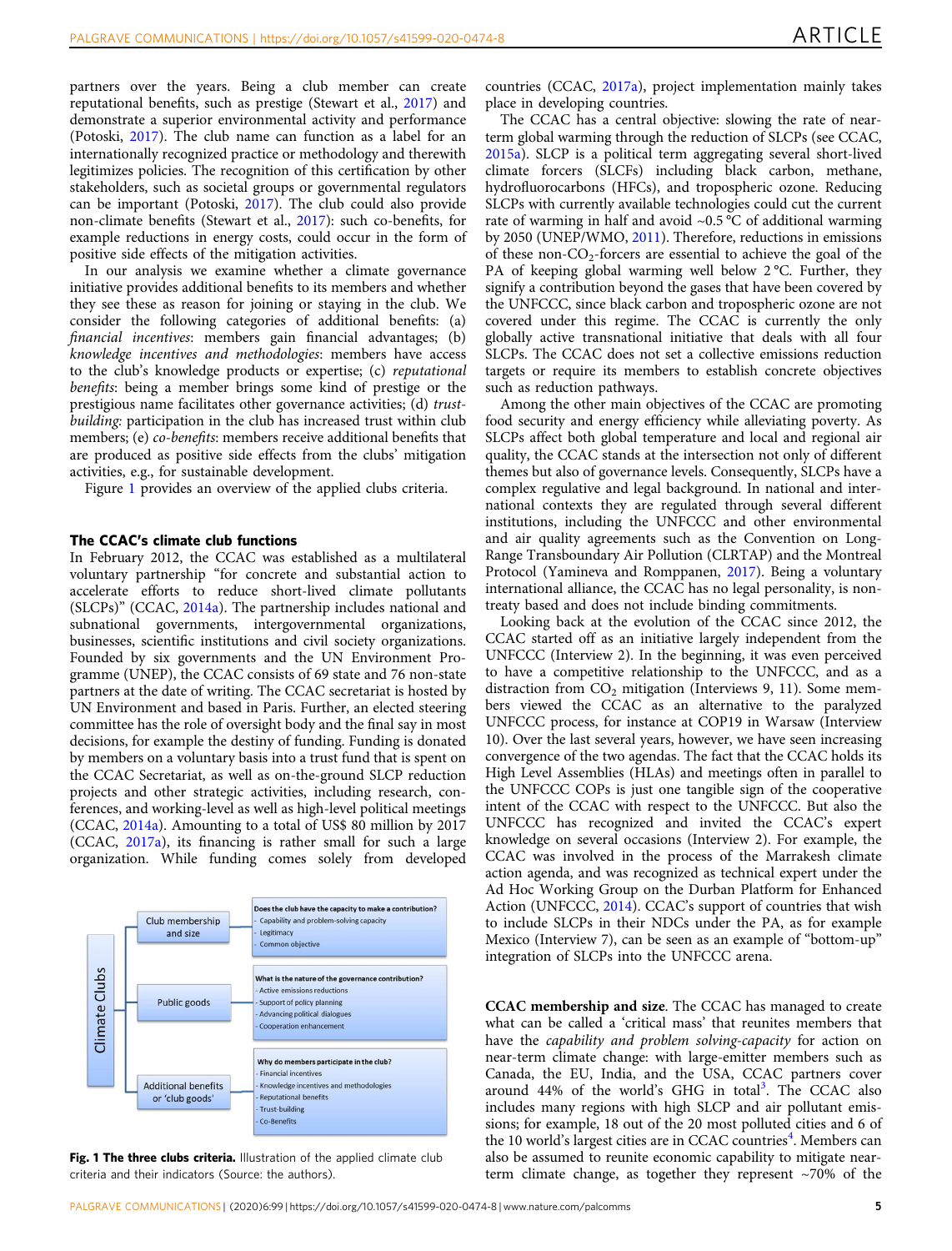partners over the years. Being a club member can create reputational benefits, such as prestige (Stewart et al., 2017) and demonstrate a superior environmental activity and performance (Potoski, 2017). The club name can function as a label for an internationally recognized practice or methodology and therewith legitimizes policies. The recognition of this certification by other stakeholders, such as societal groups or governmental regulators can be important (Potoski, 2017). The club could also provide non-climate benefits (Stewart et al., 2017): such co-benefits, for example reductions in energy costs, could occur in the form of positive side effects of the mitigation activities.

In our analysis we examine whether a climate governance initiative provides additional benefits to its members and whether they see these as reason for joining or staying in the club. We consider the following categories of additional benefits: (a) *financial incentives*: members gain financial advantages; (b) *knowledge incentives and methodologies*: members have access to the club's knowledge products or expertise; (c) *reputational benefits*: being a member brings some kind of prestige or the prestigious name facilitates other governance activities; (d) *trust-building*: participation in the club has increased trust within club members; (e) *co-benefits*: members receive additional benefits that are produced as positive side effects from the clubs' mitigation activities, e.g., for sustainable development.

Figure 1 provides an overview of the applied clubs criteria.

## The CCAC's climate club functions

In February 2012, the CCAC was established as a multilateral voluntary partnership "for concrete and substantial action to accelerate efforts to reduce short-lived climate pollutants (SLCPs)" (CCAC, 2014a). The partnership includes national and subnational governments, intergovernmental organizations, businesses, scientific institutions and civil society organizations. Founded by six governments and the UN Environment Programme (UNEP), the CCAC consists of 69 state and 76 non-state partners at the date of writing. The CCAC secretariat is hosted by UN Environment and based in Paris. Further, an elected steering committee has the role of oversight body and the final say in most decisions, for example the destiny of funding. Funding is donated by members on a voluntary basis into a trust fund that is spent on the CCAC Secretariat, as well as on-the-ground SLCP reduction projects and other strategic activities, including research, conferences, and working-level as well as high-level political meetings (CCAC, 2014a). Amounting to a total of US$ 80 million by 2017 (CCAC, 2017a), its financing is rather small for such a large organization. While funding comes solely from developed countries (CCAC, 2017a), project implementation mainly takes place in developing countries.

Climate Clubs

- Club membership and size
  - **Does the club have the capacity to make a contribution?**
    - Capability and problem-solving capacity
    - Legitimacy
    - Common objective
- Public goods
  - **What is the nature of the governance contribution?**
    - Active emissions reductions
    - Support of policy planning
    - Advancing political dialogues
    - Cooperation enhancement
- Additional benefits or 'club goods'
  - **Why do members participate in the club?**
    - Financial incentives
    - Knowledge incentives and methodologies
    - Reputational benefits
    - Trust-building
    - Co-Benefits

**Fig. 1 The three clubs criteria.** Illustration of the applied climate club criteria and their indicators (Source: the authors).

The CCAC has a central objective: slowing the rate of near-term global warming through the reduction of SLCPs (see CCAC, 2015a). SLCP is a political term aggregating several short-lived climate forcers (SLCFs) including black carbon, methane, hydrofluorocarbons (HFCs), and tropospheric ozone. Reducing SLCPs with currently available technologies could cut the current rate of warming in half and avoid ~0.5 °C of additional warming by 2050 (UNEP/WMO, 2011). Therefore, reductions in emissions of these non-$CO_2$-forcers are essential to achieve the goal of the PA of keeping global warming well below 2 °C. Further, they signify a contribution beyond the gases that have been covered by the UNFCCC, since black carbon and tropospheric ozone are not covered under this regime. The CCAC is currently the only globally active transnational initiative that deals with all four SLCPs. The CCAC does not set a collective emissions reduction targets or require its members to establish concrete objectives such as reduction pathways.

Among the other main objectives of the CCAC are promoting food security and energy efficiency while alleviating poverty. As SLCPs affect both global temperature and local and regional air quality, the CCAC stands at the intersection not only of different themes but also of governance levels. Consequently, SLCPs have a complex regulative and legal background. In national and international contexts they are regulated through several different institutions, including the UNFCCC and other environmental and air quality agreements such as the Convention on Long-Range Transboundary Air Pollution (CLRTAP) and the Montreal Protocol (Yamineva and Romppanen, 2017). Being a voluntary international alliance, the CCAC has no legal personality, is non-treaty based and does not include binding commitments.

Looking back at the evolution of the CCAC since 2012, the CCAC started off as an initiative largely independent from the UNFCCC (Interview 2). In the beginning, it was even perceived to have a competitive relationship to the UNFCCC, and as a distraction from $CO_2$ mitigation (Interviews 9, 11). Some members viewed the CCAC as an alternative to the paralyzed UNFCCC process, for instance at COP19 in Warsaw (Interview 10). Over the last several years, however, we have seen increasing convergence of the two agendas. The fact that the CCAC holds its High Level Assemblies (HLAs) and meetings often in parallel to the UNFCCC COPs is just one tangible sign of the cooperative intent of the CCAC with respect to the UNFCCC. But also the UNFCCC has recognized and invited the CCAC's expert knowledge on several occasions (Interview 2). For example, the CCAC was involved in the process of the Marrakesh climate action agenda, and was recognized as technical expert under the Ad Hoc Working Group on the Durban Platform for Enhanced Action (UNFCCC, 2014). CCAC's support of countries that wish to include SLCPs in their NDCs under the PA, as for example Mexico (Interview 7), can be seen as an example of "bottom-up" integration of SLCPs into the UNFCCC arena.

**CCAC membership and size**. The CCAC has managed to create what can be called a 'critical mass' that reunites members that have the *capability and problem solving-capacity* for action on near-term climate change: with large-emitter members such as Canada, the EU, India, and the USA, CCAC partners cover around 44% of the world's GHG in total[3]. The CCAC also includes many regions with high SLCP and air pollutant emissions; for example, 18 out of the 20 most polluted cities and 6 of the 10 world's largest cities are in CCAC countries[4]. Members can also be assumed to reunite economic capability to mitigate near-term climate change, as together they represent ~70% of the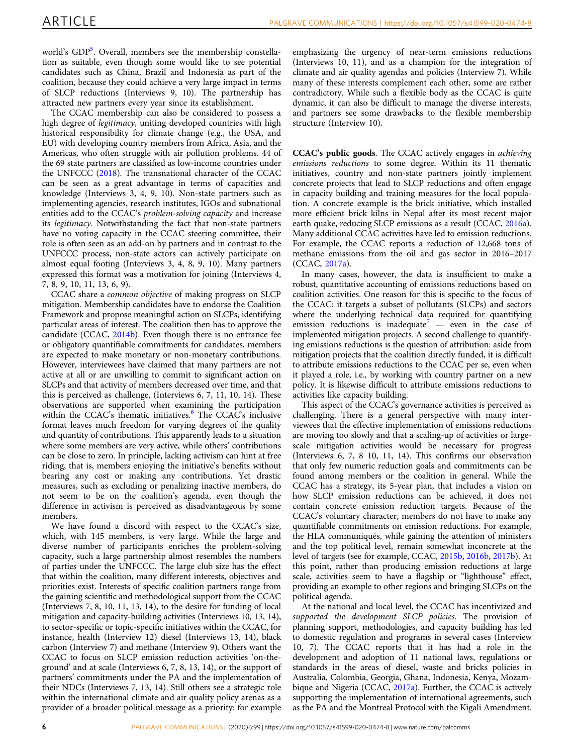world's GDP[5]. Overall, members see the membership constellation as suitable, even though some would like to see potential candidates such as China, Brazil and Indonesia as part of the coalition, because they could achieve a very large impact in terms of SLCP reductions (Interviews 9, 10). The partnership has attracted new partners every year since its establishment.

The CCAC membership can also be considered to possess a high degree of *legitimacy*, uniting developed countries with high historical responsibility for climate change (e.g., the USA, and EU) with developing country members from Africa, Asia, and the Americas, who often struggle with air pollution problems. 44 of the 69 state partners are classified as low-income countries under the UNFCCC (2018). The transnational character of the CCAC can be seen as a great advantage in terms of capacities and knowledge (Interviews 3, 4, 9, 10). Non-state partners such as implementing agencies, research institutes, IGOs and subnational entities add to the CCAC's *problem-solving capacity* and increase its *legitimacy*. Notwithstanding the fact that non-state partners have no voting capacity in the CCAC steering committee, their role is often seen as an add-on by partners and in contrast to the UNFCCC process, non-state actors can actively participate on almost equal footing (Interviews 3, 4, 8, 9, 10). Many partners expressed this format was a motivation for joining (Interviews 4, 7, 8, 9, 10, 11, 13, 6, 9).

CCAC share a *common objective* of making progress on SLCP mitigation. Membership candidates have to endorse the Coalition Framework and propose meaningful action on SLCPs, identifying particular areas of interest. The coalition then has to approve the candidate (CCAC, 2014b). Even though there is no entrance fee or obligatory quantifiable commitments for candidates, members are expected to make monetary or non-monetary contributions. However, interviewees have claimed that many partners are not active at all or are unwilling to commit to significant action on SLCPs and that activity of members decreased over time, and that this is perceived as challenge, (Interviews 6, 7, 11, 10, 14). These observations are supported when examining the participation within the CCAC's thematic initiatives.[6] The CCAC's inclusive format leaves much freedom for varying degrees of the quality and quantity of contributions. This apparently leads to a situation where some members are very active, while others' contributions can be close to zero. In principle, lacking activism can hint at free riding, that is, members enjoying the initiative's benefits without bearing any cost or making any contributions. Yet drastic measures, such as excluding or penalizing inactive members, do not seem to be on the coalition's agenda, even though the difference in activism is perceived as disadvantageous by some members.

We have found a discord with respect to the CCAC's size, which, with 145 members, is very large. While the large and diverse number of participants enriches the problem-solving capacity, such a large partnership almost resembles the numbers of parties under the UNFCCC. The large club size has the effect that within the coalition, many different interests, objectives and priorities exist. Interests of specific coalition partners range from the gaining scientific and methodological support from the CCAC (Interviews 7, 8, 10, 11, 13, 14), to the desire for funding of local mitigation and capacity-building activities (Interviews 10, 13, 14), to sector-specific or topic-specific initiatives within the CCAC, for instance, health (Interview 12) diesel (Interviews 13, 14), black carbon (Interview 7) and methane (Interview 9). Others want the CCAC to focus on SLCP emission reduction activities 'on-the-ground' and at scale (Interviews 6, 7, 8, 13, 14), or the support of partners' commitments under the PA and the implementation of their NDCs (Interviews 7, 13, 14). Still others see a strategic role within the international climate and air quality policy arenas as a provider of a broader political message as a priority: for example emphasizing the urgency of near-term emissions reductions (Interviews 10, 11), and as a champion for the integration of climate and air quality agendas and policies (Interview 7). While many of these interests complement each other, some are rather contradictory. While such a flexible body as the CCAC is quite dynamic, it can also be difficult to manage the diverse interests, and partners see some drawbacks to the flexible membership structure (Interview 10).

**CCAC's public goods**. The CCAC actively engages in *achieving emissions reductions* to some degree. Within its 11 thematic initiatives, country and non-state partners jointly implement concrete projects that lead to SLCP reductions and often engage in capacity building and training measures for the local population. A concrete example is the brick initiative, which installed more efficient brick kilns in Nepal after its most recent major earth quake, reducing SLCP emissions as a result (CCAC, 2016a). Many additional CCAC activities have led to emission reductions. For example, the CCAC reports a reduction of 12,668 tons of methane emissions from the oil and gas sector in 2016–2017 (CCAC, 2017a).

In many cases, however, the data is insufficient to make a robust, quantitative accounting of emissions reductions based on coalition activities. One reason for this is specific to the focus of the CCAC: it targets a subset of pollutants (SLCPs) and sectors where the underlying technical data required for quantifying emission reductions is inadequate[7] — even in the case of implemented mitigation projects. A second challenge to quantifying emissions reductions is the question of attribution: aside from mitigation projects that the coalition directly funded, it is difficult to attribute emissions reductions to the CCAC per se, even when it played a role, i.e., by working with country partner on a new policy. It is likewise difficult to attribute emissions reductions to activities like capacity building.

This aspect of the CCAC's governance activities is perceived as challenging. There is a general perspective with many interviewees that the effective implementation of emissions reductions are moving too slowly and that a scaling-up of activities or large-scale mitigation activities would be necessary for progress (Interviews 6, 7, 8 10, 11, 14). This confirms our observation that only few numeric reduction goals and commitments can be found among members or the coalition in general. While the CCAC has a strategy, its 5-year plan, that includes a vision on how SLCP emission reductions can be achieved, it does not contain concrete emission reduction targets. Because of the CCAC's voluntary character, members do not have to make any quantifiable commitments on emission reductions. For example, the HLA communiqués, while gaining the attention of ministers and the top political level, remain somewhat inconcrete at the level of targets (see for example, CCAC, 2015b, 2016b, 2017b). At this point, rather than producing emission reductions at large scale, activities seem to have a flagship or "lighthouse" effect, providing an example to other regions and bringing SLCPs on the political agenda.

At the national and local level, the CCAC has incentivized and *supported the development SLCP policies*. The provision of planning support, methodologies, and capacity building has led to domestic regulation and programs in several cases (Interview 10, 7). The CCAC reports that it has had a role in the development and adoption of 11 national laws, regulations or standards in the areas of diesel, waste and bricks policies in Australia, Colombia, Georgia, Ghana, Indonesia, Kenya, Mozambique and Nigeria (CCAC, 2017a). Further, the CCAC is actively supporting the implementation of international agreements, such as the PA and the Montreal Protocol with the Kigali Amendment.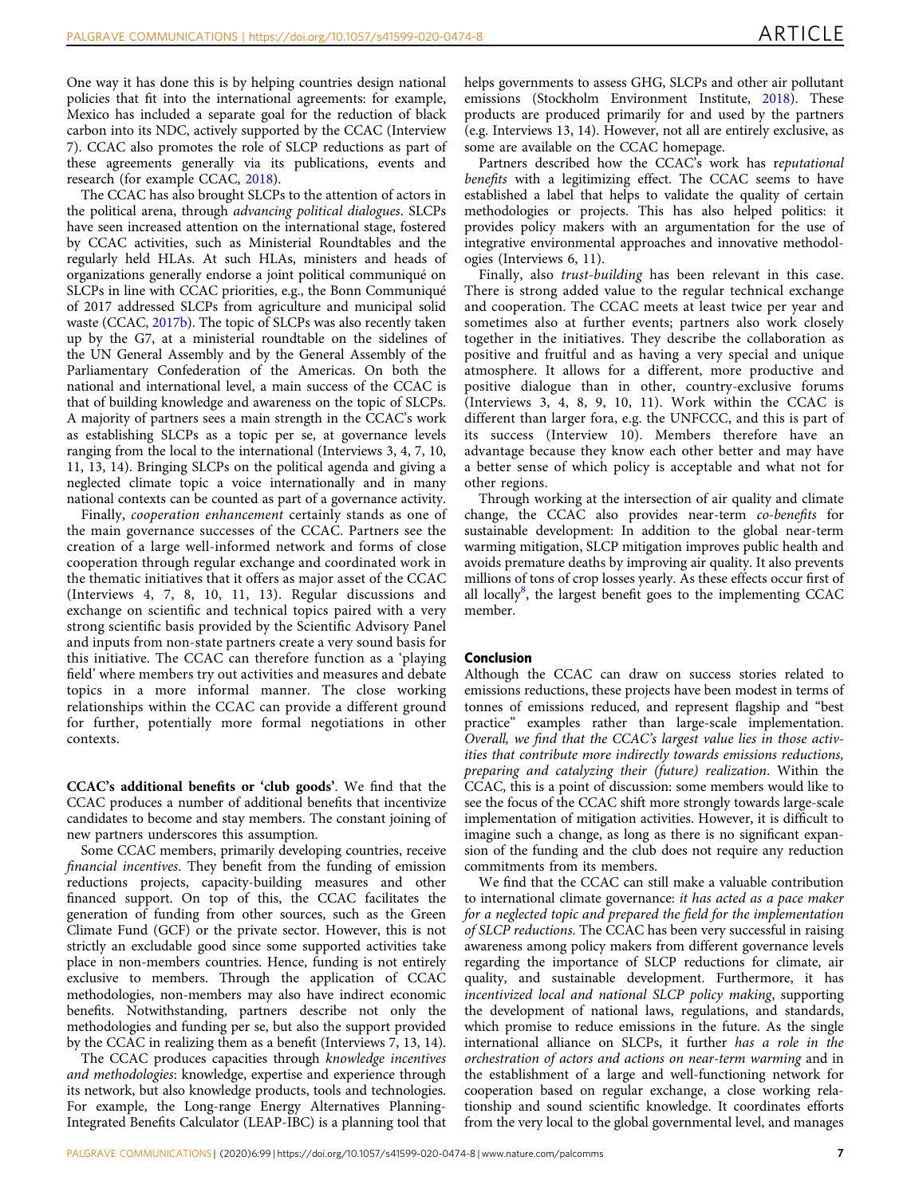One way it has done this is by helping countries design national policies that fit into the international agreements: for example, Mexico has included a separate goal for the reduction of black carbon into its NDC, actively supported by the CCAC (Interview 7). CCAC also promotes the role of SLCP reductions as part of these agreements generally via its publications, events and research (for example CCAC, 2018).

The CCAC has also brought SLCPs to the attention of actors in the political arena, through *advancing political dialogues*. SLCPs have seen increased attention on the international stage, fostered by CCAC activities, such as Ministerial Roundtables and the regularly held HLAs. At such HLAs, ministers and heads of organizations generally endorse a joint political communiqué on SLCPs in line with CCAC priorities, e.g., the Bonn Communiqué of 2017 addressed SLCPs from agriculture and municipal solid waste (CCAC, 2017b). The topic of SLCPs was also recently taken up by the G7, at a ministerial roundtable on the sidelines of the UN General Assembly and by the General Assembly of the Parliamentary Confederation of the Americas. On both the national and international level, a main success of the CCAC is that of building knowledge and awareness on the topic of SLCPs. A majority of partners sees a main strength in the CCAC's work as establishing SLCPs as a topic per se, at governance levels ranging from the local to the international (Interviews 3, 4, 7, 10, 11, 13, 14). Bringing SLCPs on the political agenda and giving a neglected climate topic a voice internationally and in many national contexts can be counted as part of a governance activity.

Finally, *cooperation enhancement* certainly stands as one of the main governance successes of the CCAC. Partners see the creation of a large well-informed network and forms of close cooperation through regular exchange and coordinated work in the thematic initiatives that it offers as major asset of the CCAC (Interviews 4, 7, 8, 10, 11, 13). Regular discussions and exchange on scientific and technical topics paired with a very strong scientific basis provided by the Scientific Advisory Panel and inputs from non-state partners create a very sound basis for this initiative. The CCAC can therefore function as a 'playing field' where members try out activities and measures and debate topics in a more informal manner. The close working relationships within the CCAC can provide a different ground for further, potentially more formal negotiations in other contexts.

**CCAC's additional benefits or 'club goods'**. We find that the CCAC produces a number of additional benefits that incentivize candidates to become and stay members. The constant joining of new partners underscores this assumption.

Some CCAC members, primarily developing countries, receive *financial incentives*. They benefit from the funding of emission reductions projects, capacity-building measures and other financed support. On top of this, the CCAC facilitates the generation of funding from other sources, such as the Green Climate Fund (GCF) or the private sector. However, this is not strictly an excludable good since some supported activities take place in non-members countries. Hence, funding is not entirely exclusive to members. Through the application of CCAC methodologies, non-members may also have indirect economic benefits. Notwithstanding, partners describe not only the methodologies and funding per se, but also the support provided by the CCAC in realizing them as a benefit (Interviews 7, 13, 14).

The CCAC produces capacities through *knowledge incentives and methodologies*: knowledge, expertise and experience through its network, but also knowledge products, tools and technologies. For example, the Long-range Energy Alternatives Planning-Integrated Benefits Calculator (LEAP-IBC) is a planning tool that helps governments to assess GHG, SLCPs and other air pollutant emissions (Stockholm Environment Institute, 2018). These products are produced primarily for and used by the partners (e.g. Interviews 13, 14). However, not all are entirely exclusive, as some are available on the CCAC homepage.

Partners described how the CCAC's work has r*eputational benefits* with a legitimizing effect. The CCAC seems to have established a label that helps to validate the quality of certain methodologies or projects. This has also helped politics: it provides policy makers with an argumentation for the use of integrative environmental approaches and innovative methodologies (Interviews 6, 11).

Finally, also *trust-building* has been relevant in this case. There is strong added value to the regular technical exchange and cooperation. The CCAC meets at least twice per year and sometimes also at further events; partners also work closely together in the initiatives. They describe the collaboration as positive and fruitful and as having a very special and unique atmosphere. It allows for a different, more productive and positive dialogue than in other, country-exclusive forums (Interviews 3, 4, 8, 9, 10, 11). Work within the CCAC is different than larger fora, e.g. the UNFCCC, and this is part of its success (Interview 10). Members therefore have an advantage because they know each other better and may have a better sense of which policy is acceptable and what not for other regions.

Through working at the intersection of air quality and climate change, the CCAC also provides near-term *co-benefits* for sustainable development: In addition to the global near-term warming mitigation, SLCP mitigation improves public health and avoids premature deaths by improving air quality. It also prevents millions of tons of crop losses yearly. As these effects occur first of all locally[8], the largest benefit goes to the implementing CCAC member.

## Conclusion

Although the CCAC can draw on success stories related to emissions reductions, these projects have been modest in terms of tonnes of emissions reduced, and represent flagship and "best practice" examples rather than large-scale implementation. *Overall, we find that the CCAC's largest value lies in those activities that contribute more indirectly towards emissions reductions, preparing and catalyzing their (future) realization*. Within the CCAC, this is a point of discussion: some members would like to see the focus of the CCAC shift more strongly towards large-scale implementation of mitigation activities. However, it is difficult to imagine such a change, as long as there is no significant expansion of the funding and the club does not require any reduction commitments from its members.

We find that the CCAC can still make a valuable contribution to international climate governance: *it has acted as a pace maker for a neglected topic and prepared the field for the implementation of SLCP reductions*. The CCAC has been very successful in raising awareness among policy makers from different governance levels regarding the importance of SLCP reductions for climate, air quality, and sustainable development. Furthermore, it has *incentivized local and national SLCP policy making*, supporting the development of national laws, regulations, and standards, which promise to reduce emissions in the future. As the single international alliance on SLCPs, it further *has a role in the orchestration of actors and actions on near-term warming* and in the establishment of a large and well-functioning network for cooperation based on regular exchange, a close working relationship and sound scientific knowledge. It coordinates efforts from the very local to the global governmental level, and manages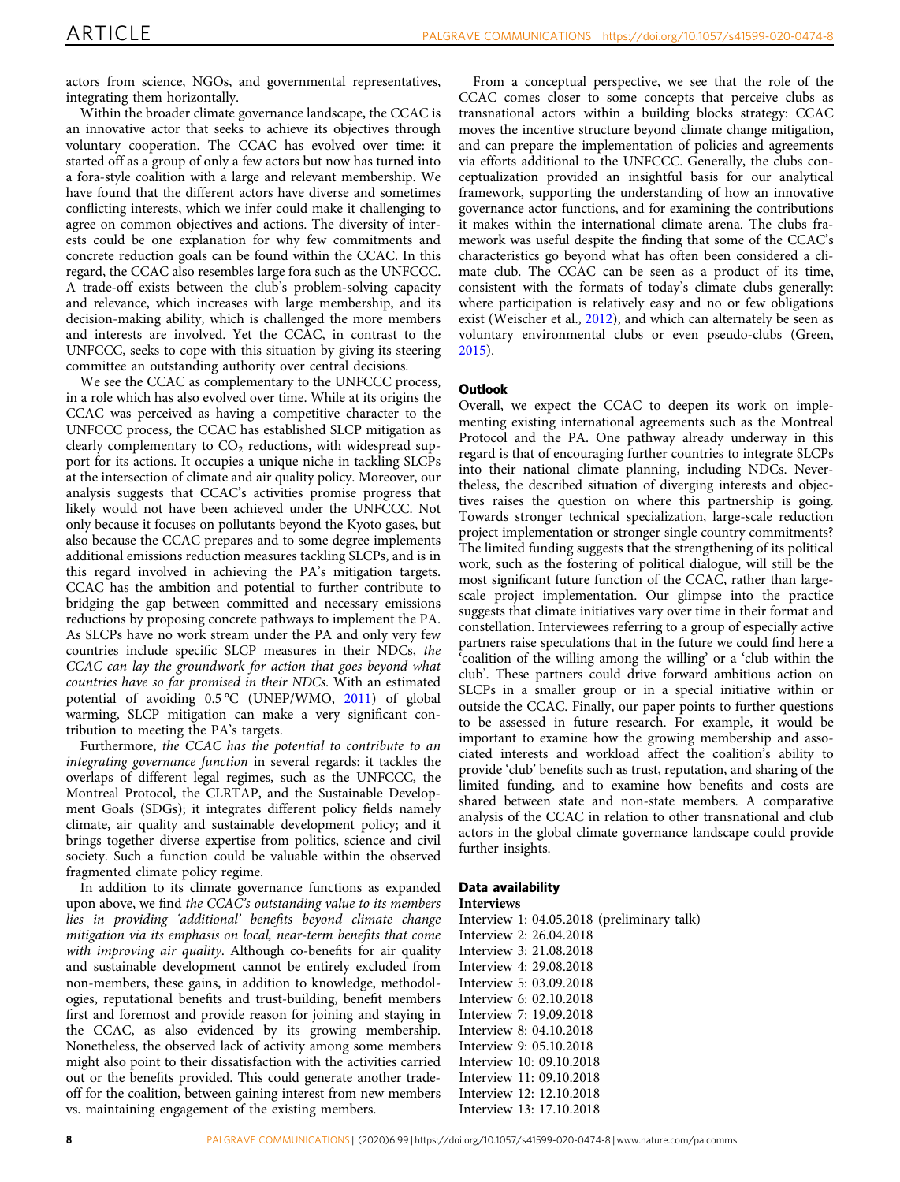actors from science, NGOs, and governmental representatives, integrating them horizontally.

Within the broader climate governance landscape, the CCAC is an innovative actor that seeks to achieve its objectives through voluntary cooperation. The CCAC has evolved over time: it started off as a group of only a few actors but now has turned into a fora-style coalition with a large and relevant membership. We have found that the different actors have diverse and sometimes conflicting interests, which we infer could make it challenging to agree on common objectives and actions. The diversity of interests could be one explanation for why few commitments and concrete reduction goals can be found within the CCAC. In this regard, the CCAC also resembles large fora such as the UNFCCC. A trade-off exists between the club's problem-solving capacity and relevance, which increases with large membership, and its decision-making ability, which is challenged the more members and interests are involved. Yet the CCAC, in contrast to the UNFCCC, seeks to cope with this situation by giving its steering committee an outstanding authority over central decisions.

We see the CCAC as complementary to the UNFCCC process, in a role which has also evolved over time. While at its origins the CCAC was perceived as having a competitive character to the UNFCCC process, the CCAC has established SLCP mitigation as clearly complementary to $CO_2$ reductions, with widespread support for its actions. It occupies a unique niche in tackling SLCPs at the intersection of climate and air quality policy. Moreover, our analysis suggests that CCAC's activities promise progress that likely would not have been achieved under the UNFCCC. Not only because it focuses on pollutants beyond the Kyoto gases, but also because the CCAC prepares and to some degree implements additional emissions reduction measures tackling SLCPs, and is in this regard involved in achieving the PA's mitigation targets. CCAC has the ambition and potential to further contribute to bridging the gap between committed and necessary emissions reductions by proposing concrete pathways to implement the PA. As SLCPs have no work stream under the PA and only very few countries include specific SLCP measures in their NDCs, *the CCAC can lay the groundwork for action that goes beyond what countries have so far promised in their NDCs*. With an estimated potential of avoiding 0.5 °C (UNEP/WMO, 2011) of global warming, SLCP mitigation can make a very significant contribution to meeting the PA's targets.

Furthermore, *the CCAC has the potential to contribute to an integrating governance function* in several regards: it tackles the overlaps of different legal regimes, such as the UNFCCC, the Montreal Protocol, the CLRTAP, and the Sustainable Development Goals (SDGs); it integrates different policy fields namely climate, air quality and sustainable development policy; and it brings together diverse expertise from politics, science and civil society. Such a function could be valuable within the observed fragmented climate policy regime.

In addition to its climate governance functions as expanded upon above, we find *the CCAC's outstanding value to its members lies in providing 'additional' benefits beyond climate change mitigation via its emphasis on local, near-term benefits that come with improving air quality*. Although co-benefits for air quality and sustainable development cannot be entirely excluded from non-members, these gains, in addition to knowledge, methodologies, reputational benefits and trust-building, benefit members first and foremost and provide reason for joining and staying in the CCAC, as also evidenced by its growing membership. Nonetheless, the observed lack of activity among some members might also point to their dissatisfaction with the activities carried out or the benefits provided. This could generate another trade-off for the coalition, between gaining interest from new members vs. maintaining engagement of the existing members.

From a conceptual perspective, we see that the role of the CCAC comes closer to some concepts that perceive clubs as transnational actors within a building blocks strategy: CCAC moves the incentive structure beyond climate change mitigation, and can prepare the implementation of policies and agreements via efforts additional to the UNFCCC. Generally, the clubs conceptualization provided an insightful basis for our analytical framework, supporting the understanding of how an innovative governance actor functions, and for examining the contributions it makes within the international climate arena. The clubs framework was useful despite the finding that some of the CCAC's characteristics go beyond what has often been considered a climate club. The CCAC can be seen as a product of its time, consistent with the formats of today's climate clubs generally: where participation is relatively easy and no or few obligations exist (Weischer et al., 2012), and which can alternately be seen as voluntary environmental clubs or even pseudo-clubs (Green, 2015).

### Outlook

Overall, we expect the CCAC to deepen its work on implementing existing international agreements such as the Montreal Protocol and the PA. One pathway already underway in this regard is that of encouraging further countries to integrate SLCPs into their national climate planning, including NDCs. Nevertheless, the described situation of diverging interests and objectives raises the question on where this partnership is going. Towards stronger technical specialization, large-scale reduction project implementation or stronger single country commitments? The limited funding suggests that the strengthening of its political work, such as the fostering of political dialogue, will still be the most significant future function of the CCAC, rather than large-scale project implementation. Our glimpse into the practice suggests that climate initiatives vary over time in their format and constellation. Interviewees referring to a group of especially active partners raise speculations that in the future we could find here a 'coalition of the willing among the willing' or a 'club within the club'. These partners could drive forward ambitious action on SLCPs in a smaller group or in a special initiative within or outside the CCAC. Finally, our paper points to further questions to be assessed in future research. For example, it would be important to examine how the growing membership and associated interests and workload affect the coalition's ability to provide 'club' benefits such as trust, reputation, and sharing of the limited funding, and to examine how benefits and costs are shared between state and non-state members. A comparative analysis of the CCAC in relation to other transnational and club actors in the global climate governance landscape could provide further insights.

### Data availability

#### Interviews

Interview 1: 04.05.2018 (preliminary talk)
Interview 2: 26.04.2018
Interview 3: 21.08.2018
Interview 4: 29.08.2018
Interview 5: 03.09.2018
Interview 6: 02.10.2018
Interview 7: 19.09.2018
Interview 8: 04.10.2018
Interview 9: 05.10.2018
Interview 10: 09.10.2018
Interview 11: 09.10.2018
Interview 12: 12.10.2018
Interview 13: 17.10.2018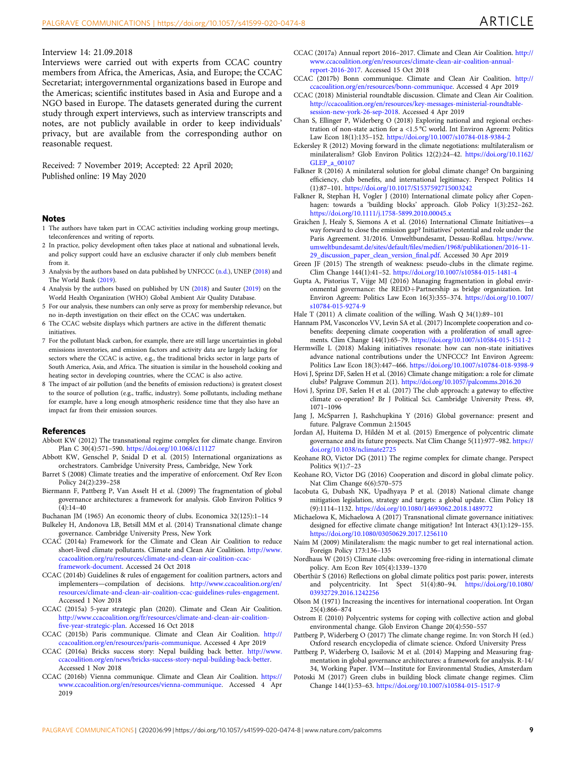Interview 14: 21.09.2018

Interviews were carried out with experts from CCAC country members from Africa, the Americas, Asia, and Europe; the CCAC Secretariat; intergovernmental organizations based in Europe and the Americas; scientific institutes based in Asia and Europe and a NGO based in Europe. The datasets generated during the current study through expert interviews, such as interview transcripts and notes, are not publicly available in order to keep individuals' privacy, but are available from the corresponding author on reasonable request.

Received: 7 November 2019; Accepted: 22 April 2020;
Published online: 19 May 2020

## Notes

1 The authors have taken part in CCAC activities including working group meetings, teleconferences and writing of reports.
2 In practice, policy development often takes place at national and subnational levels, and policy support could have an exclusive character if only club members benefit from it.
3 Analysis by the authors based on data published by UNFCCC (n.d.), UNEP (2018) and The World Bank (2019).
4 Analysis by the authors based on published by UN (2018) and Sauter (2019) on the World Health Organization (WHO) Global Ambient Air Quality Database.
5 For our analysis, these numbers can only serve as proxy for membership relevance, but no in-depth investigation on their effect on the CCAC was undertaken.
6 The CCAC website displays which partners are active in the different thematic initiatives.
7 For the pollutant black carbon, for example, there are still large uncertainties in global emissions inventories, and emission factors and activity data are largely lacking for sectors where the CCAC is active, e.g., the traditional bricks sector in large parts of South America, Asia, and Africa. The situation is similar in the household cooking and heating sector in developing countries, where the CCAC is also active.
8 The impact of air pollution (and the benefits of emission reductions) is greatest closest to the source of pollution (e.g., traffic, industry). Some pollutants, including methane for example, have a long enough atmospheric residence time that they also have an impact far from their emission sources.

## References

Abbott KW (2012) The transnational regime complex for climate change. Environ Plan C 30(4):571–590. https://doi.org/10.1068/c11127

Abbott KW, Genschel P, Snidal D et al. (2015) International organizations as orchestrators. Cambridge University Press, Cambridge, New York

Barret S (2008) Climate treaties and the imperative of enforcement. Oxf Rev Econ Policy 24(2):239–258

Biermann F, Pattberg P, Van Asselt H et al. (2009) The fragmentation of global governance architectures: a framework for analysis. Glob Environ Politics 9 (4):14–40

Buchanan JM (1965) An economic theory of clubs. Economica 32(125):1–14

Bulkeley H, Andonova LB, Betsill MM et al. (2014) Transnational climate change governance. Cambridge University Press, New York

CCAC (2014a) Framework for the Climate and Clean Air Coalition to reduce short-lived climate pollutants. Climate and Clean Air Coalition. http://www.ccacoalition.org/ru/resources/climate-and-clean-air-coalition-ccac-framework-document. Accessed 24 Oct 2018

CCAC (2014b) Guidelines & rules of engagement for coalition partners, actors and implementers—compilation of decisions. http://www.ccacoalition.org/en/resources/climate-and-clean-air-coalition-ccac-guidelines-rules-engagement. Accessed 1 Nov 2018

CCAC (2015a) 5-year strategic plan (2020). Climate and Clean Air Coalition. http://www.ccacoalition.org/fr/resources/climate-and-clean-air-coalition-five-year-strategic-plan. Accessed 16 Oct 2018

CCAC (2015b) Paris communique. Climate and Clean Air Coalition. http://ccacoalition.org/en/resources/paris-communique. Accessed 4 Apr 2019

CCAC (2016a) Bricks success story: Nepal building back better. http://www.ccacoalition.org/en/news/bricks-success-story-nepal-building-back-better. Accessed 1 Nov 2018

CCAC (2016b) Vienna communique. Climate and Clean Air Coalition. https://www.ccacoalition.org/en/resources/vienna-communique. Accessed 4 Apr 2019

CCAC (2017a) Annual report 2016–2017. Climate and Clean Air Coalition. http://www.ccacoalition.org/en/resources/climate-clean-air-coalition-annual-report-2016-2017. Accessed 15 Oct 2018

CCAC (2017b) Bonn communique. Climate and Clean Air Coalition. http://ccacoalition.org/en/resources/bonn-communique. Accessed 4 Apr 2019

CCAC (2018) Ministerial roundtable discussion. Climate and Clean Air Coalition. http://ccacoalition.org/en/resources/key-messages-ministerial-roundtable-session-new-york-26-sep-2018. Accessed 4 Apr 2019

Chan S, Ellinger P, Widerberg O (2018) Exploring national and regional orchestration of non-state action for a <1.5 °C world. Int Environ Agreem: Politics Law Econ 18(1):135–152. https://doi.org/10.1007/s10784-018-9384-2

Eckersley R (2012) Moving forward in the climate negotiations: multilateralism or minilateralism? Glob Environ Politics 12(2):24–42. https://doi.org/10.1162/GLEP_a_00107

Falkner R (2016) A minilateral solution for global climate change? On bargaining efficiency, club benefits, and international legitimacy. Perspect Politics 14 (1):87–101. https://doi.org/10.1017/S1537592715003242

Falkner R, Stephan H, Vogler J (2010) International climate policy after Copenhagen: towards a 'building blocks' approach. Glob Policy 1(3):252–262. https://doi.org/10.1111/j.1758-5899.2010.00045.x

Graichen J, Healy S, Siemons A et al. (2016) International Climate Initiatives—a way forward to close the emission gap? Initiatives' potential and role under the Paris Agreement. 31/2016. Umweltbundesamt, Dessau-Roßlau. https://www.umweltbundesamt.de/sites/default/files/medien/1968/publikationen/2016-11-29_discussion_paper_clean_version_final.pdf. Accessed 30 Apr 2019

Green JF (2015) The strength of weakness: pseudo-clubs in the climate regime. Clim Change 144(1):41–52. https://doi.org/10.1007/s10584-015-1481-4

Gupta A, Pistorius T, Vijge MJ (2016) Managing fragmentation in global environmental governance: the REDD+Partnership as bridge organization. Int Environ Agreem: Politics Law Econ 16(3):355–374. https://doi.org/10.1007/s10784-015-9274-9

Hale T (2011) A climate coalition of the willing. Wash Q 34(1):89–101

Hannam PM, Vasconcelos VV, Levin SA et al. (2017) Incomplete cooperation and co-benefits: deepening climate cooperation with a proliferation of small agreements. Clim Change 144(1):65–79. https://doi.org/10.1007/s10584-015-1511-2

Hermwille L (2018) Making initiatives resonate: how can non-state initiatives advance national contributions under the UNFCCC? Int Environ Agreem: Politics Law Econ 18(3):447–466. https://doi.org/10.1007/s10784-018-9398-9

Hovi J, Sprinz DF, Sælen H et al. (2016) Climate change mitigation: a role for climate clubs? Palgrave Commun 2(1). https://doi.org/10.1057/palcomms.2016.20

Hovi J, Sprinz DF, Sælen H et al. (2017) The club approach: a gateway to effective climate co-operation? Br J Political Sci. Cambridge University Press. 49, 1071–1096

Jang J, McSparren J, Rashchupkina Y (2016) Global governance: present and future. Palgrave Commun 2:15045

Jordan AJ, Huitema D, Hildén M et al. (2015) Emergence of polycentric climate governance and its future prospects. Nat Clim Change 5(11):977–982. https://doi.org/10.1038/nclimate2725

Keohane RO, Victor DG (2011) The regime complex for climate change. Perspect Politics 9(1):7–23

Keohane RO, Victor DG (2016) Cooperation and discord in global climate policy. Nat Clim Change 6(6):570–575

Iacobuta G, Dubash NK, Upadhyaya P et al. (2018) National climate change mitigation legislation, strategy and targets: a global update. Clim Policy 18 (9):1114–1132. https://doi.org/10.1080/14693062.2018.1489772

Michaelowa K, Michaelowa A (2017) Transnational climate governance initiatives: designed for effective climate change mitigation? Int Interact 43(1):129–155. https://doi.org/10.1080/03050629.2017.1256110

Naím M (2009) Minilateralism: the magic number to get real international action. Foreign Policy 173:136–135

Nordhaus W (2015) Climate clubs: overcoming free-riding in international climate policy. Am Econ Rev 105(4):1339–1370

Oberthür S (2016) Reflections on global climate politics post paris: power, interests and polycentricity. Int Spect 51(4):80–94. https://doi.org/10.1080/03932729.2016.1242256

Olson M (1971) Increasing the incentives for international cooperation. Int Organ 25(4):866–874

Ostrom E (2010) Polycentric systems for coping with collective action and global environmental change. Glob Environ Change 20(4):550–557

Pattberg P, Widerberg O (2017) The climate change regime. In: von Storch H (ed.) Oxford research encyclopedia of climate science. Oxford University Press

Pattberg P, Widerberg O, Isailovic M et al. (2014) Mapping and Measuring fragmentation in global governance architectures: a framework for analysis. R-14/34, Working Paper. IVM—Institute for Environmental Studies, Amsterdam

Potoski M (2017) Green clubs in building block climate change regimes. Clim Change 144(1):53–63. https://doi.org/10.1007/s10584-015-1517-9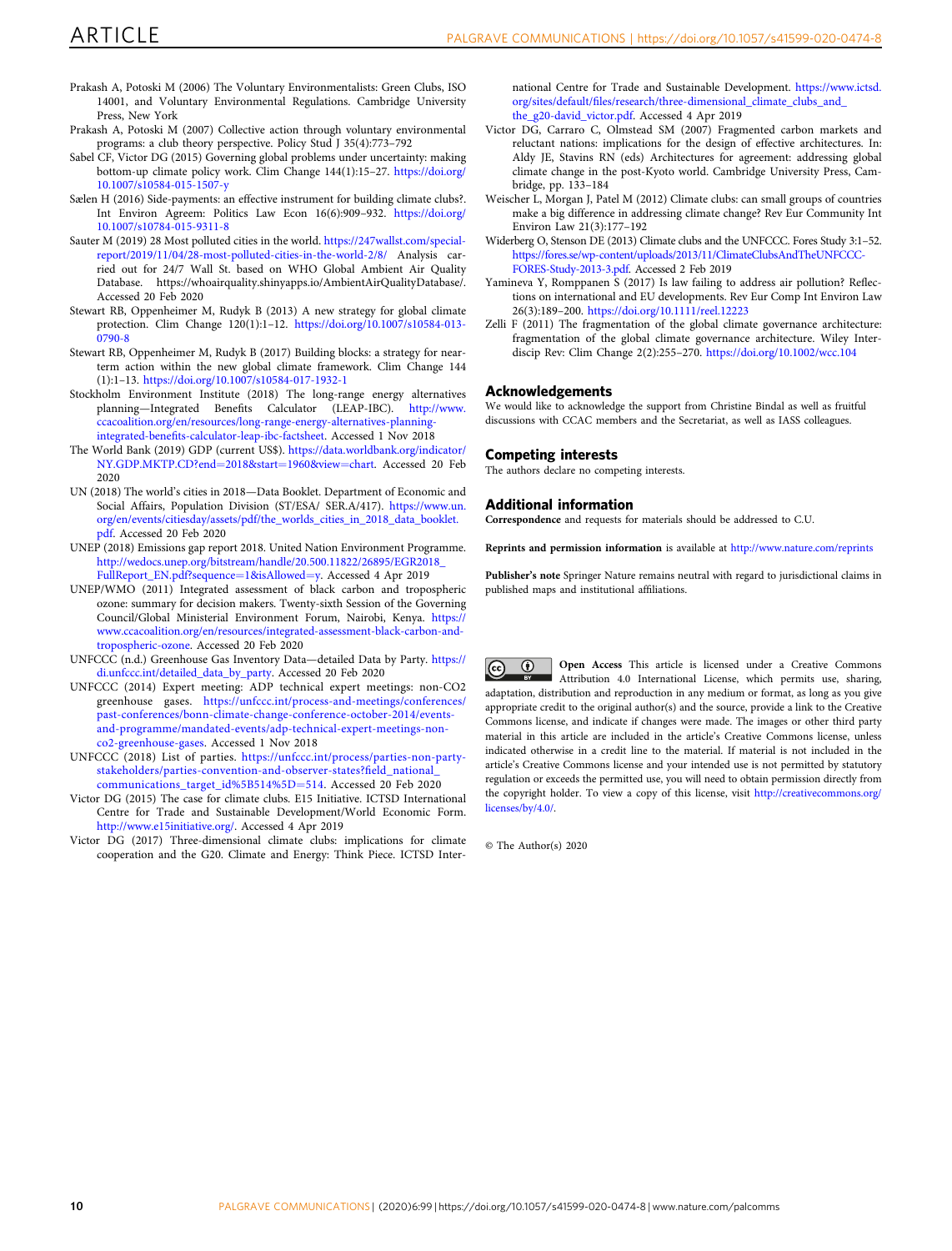Prakash A, Potoski M (2006) The Voluntary Environmentalists: Green Clubs, ISO 14001, and Voluntary Environmental Regulations. Cambridge University Press, New York

Prakash A, Potoski M (2007) Collective action through voluntary environmental programs: a club theory perspective. Policy Stud J 35(4):773–792

Sabel CF, Victor DG (2015) Governing global problems under uncertainty: making bottom-up climate policy work. Clim Change 144(1):15–27. https://doi.org/10.1007/s10584-015-1507-y

Sælen H (2016) Side-payments: an effective instrument for building climate clubs?. Int Environ Agreem: Politics Law Econ 16(6):909–932. https://doi.org/10.1007/s10784-015-9311-8

Sauter M (2019) 28 Most polluted cities in the world. https://247wallst.com/special-report/2019/11/04/28-most-polluted-cities-in-the-world-2/8/ Analysis carried out for 24/7 Wall St. based on WHO Global Ambient Air Quality Database. https://whoairquality.shinyapps.io/AmbientAirQualityDatabase/. Accessed 20 Feb 2020

Stewart RB, Oppenheimer M, Rudyk B (2013) A new strategy for global climate protection. Clim Change 120(1):1–12. https://doi.org/10.1007/s10584-013-0790-8

Stewart RB, Oppenheimer M, Rudyk B (2017) Building blocks: a strategy for near-term action within the new global climate framework. Clim Change 144 (1):1–13. https://doi.org/10.1007/s10584-017-1932-1

Stockholm Environment Institute (2018) The long-range energy alternatives planning—Integrated Benefits Calculator (LEAP-IBC). http://www.ccacoalition.org/en/resources/long-range-energy-alternatives-planning-integrated-benefits-calculator-leap-ibc-factsheet. Accessed 1 Nov 2018

The World Bank (2019) GDP (current US$). https://data.worldbank.org/indicator/NY.GDP.MKTP.CD?end=2018&start=1960&view=chart. Accessed 20 Feb 2020

UN (2018) The world's cities in 2018—Data Booklet. Department of Economic and Social Affairs, Population Division (ST/ESA/ SER.A/417). https://www.un.org/en/events/citiesday/assets/pdf/the_worlds_cities_in_2018_data_booklet.pdf. Accessed 20 Feb 2020

UNEP (2018) Emissions gap report 2018. United Nation Environment Programme. http://wedocs.unep.org/bitstream/handle/20.500.11822/26895/EGR2018_FullReport_EN.pdf?sequence=1&isAllowed=y. Accessed 4 Apr 2019

UNEP/WMO (2011) Integrated assessment of black carbon and tropospheric ozone: summary for decision makers. Twenty-sixth Session of the Governing Council/Global Ministerial Environment Forum, Nairobi, Kenya. https://www.ccacoalition.org/en/resources/integrated-assessment-black-carbon-and-tropospheric-ozone. Accessed 20 Feb 2020

UNFCCC (n.d.) Greenhouse Gas Inventory Data—detailed Data by Party. https://di.unfccc.int/detailed_data_by_party. Accessed 20 Feb 2020

UNFCCC (2014) Expert meeting: ADP technical expert meetings: non-CO2 greenhouse gases. https://unfccc.int/process-and-meetings/conferences/past-conferences/bonn-climate-change-conference-october-2014/events-and-programme/mandated-events/adp-technical-expert-meetings-non-co2-greenhouse-gases. Accessed 1 Nov 2018

UNFCCC (2018) List of parties. https://unfccc.int/process/parties-non-party-stakeholders/parties-convention-and-observer-states?field_national_communications_target_id%5B514%5D=514. Accessed 20 Feb 2020

Victor DG (2015) The case for climate clubs. E15 Initiative. ICTSD International Centre for Trade and Sustainable Development/World Economic Form. http://www.e15initiative.org/. Accessed 4 Apr 2019

Victor DG (2017) Three-dimensional climate clubs: implications for climate cooperation and the G20. Climate and Energy: Think Piece. ICTSD International Centre for Trade and Sustainable Development. https://www.ictsd.org/sites/default/files/research/three-dimensional_climate_clubs_and_the_g20-david_victor.pdf. Accessed 4 Apr 2019

Victor DG, Carraro C, Olmstead SM (2007) Fragmented carbon markets and reluctant nations: implications for the design of effective architectures. In: Aldy JE, Stavins RN (eds) Architectures for agreement: addressing global climate change in the post-Kyoto world. Cambridge University Press, Cambridge, pp. 133–184

Weischer L, Morgan J, Patel M (2012) Climate clubs: can small groups of countries make a big difference in addressing climate change? Rev Eur Community Int Environ Law 21(3):177–192

Widerberg O, Stenson DE (2013) Climate clubs and the UNFCCC. Fores Study 3:1–52. https://fores.se/wp-content/uploads/2013/11/ClimateClubsAndTheUNFCCC-FORES-Study-2013-3.pdf. Accessed 2 Feb 2019

Yamineva Y, Romppanen S (2017) Is law failing to address air pollution? Reflections on international and EU developments. Rev Eur Comp Int Environ Law 26(3):189–200. https://doi.org/10.1111/reel.12223

Zelli F (2011) The fragmentation of the global climate governance architecture: fragmentation of the global climate governance architecture. Wiley Interdiscip Rev: Clim Change 2(2):255–270. https://doi.org/10.1002/wcc.104

## Acknowledgements

We would like to acknowledge the support from Christine Bindal as well as fruitful discussions with CCAC members and the Secretariat, as well as IASS colleagues.

## Competing interests

The authors declare no competing interests.

## Additional information

**Correspondence** and requests for materials should be addressed to C.U.

**Reprints and permission information** is available at http://www.nature.com/reprints

**Publisher's note** Springer Nature remains neutral with regard to jurisdictional claims in published maps and institutional affiliations.

**Open Access** This article is licensed under a Creative Commons Attribution 4.0 International License, which permits use, sharing, adaptation, distribution and reproduction in any medium or format, as long as you give appropriate credit to the original author(s) and the source, provide a link to the Creative Commons license, and indicate if changes were made. The images or other third party material in this article are included in the article's Creative Commons license, unless indicated otherwise in a credit line to the material. If material is not included in the article's Creative Commons license and your intended use is not permitted by statutory regulation or exceeds the permitted use, you will need to obtain permission directly from the copyright holder. To view a copy of this license, visit http://creativecommons.org/licenses/by/4.0/.

© The Author(s) 2020